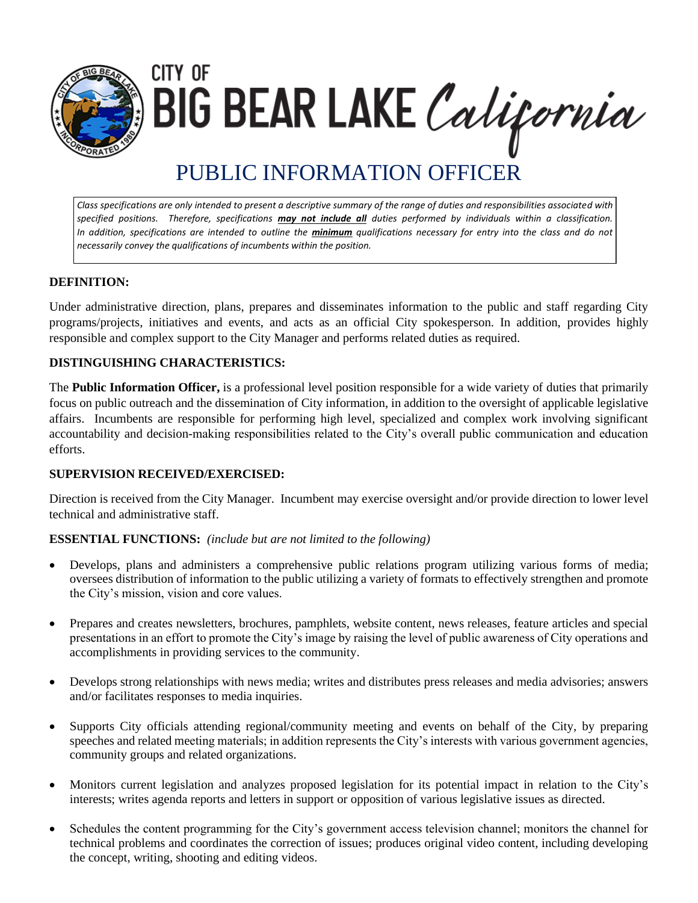CITY OF BIG BEAR LAKE *California*

# PUBLIC INFORMATION OFFICER

*Class specifications are only intended to present a descriptive summary of the range of duties and responsibilities associated with specified positions. Therefore, specifications **may not include all** duties performed by individuals within a classification. In addition, specifications are intended to outline the **minimum** qualifications necessary for entry into the class and do not necessarily convey the qualifications of incumbents within the position.*

**DEFINITION:**

Under administrative direction, plans, prepares and disseminates information to the public and staff regarding City programs/projects, initiatives and events, and acts as an official City spokesperson. In addition, provides highly responsible and complex support to the City Manager and performs related duties as required.

**DISTINGUISHING CHARACTERISTICS:**

The **Public Information Officer,** is a professional level position responsible for a wide variety of duties that primarily focus on public outreach and the dissemination of City information, in addition to the oversight of applicable legislative affairs. Incumbents are responsible for performing high level, specialized and complex work involving significant accountability and decision-making responsibilities related to the City's overall public communication and education efforts.

**SUPERVISION RECEIVED/EXERCISED:**

Direction is received from the City Manager. Incumbent may exercise oversight and/or provide direction to lower level technical and administrative staff.

**ESSENTIAL FUNCTIONS:** *(include but are not limited to the following)*

- Develops, plans and administers a comprehensive public relations program utilizing various forms of media; oversees distribution of information to the public utilizing a variety of formats to effectively strengthen and promote the City's mission, vision and core values.

- Prepares and creates newsletters, brochures, pamphlets, website content, news releases, feature articles and special presentations in an effort to promote the City's image by raising the level of public awareness of City operations and accomplishments in providing services to the community.

- Develops strong relationships with news media; writes and distributes press releases and media advisories; answers and/or facilitates responses to media inquiries.

- Supports City officials attending regional/community meeting and events on behalf of the City, by preparing speeches and related meeting materials; in addition represents the City's interests with various government agencies, community groups and related organizations.

- Monitors current legislation and analyzes proposed legislation for its potential impact in relation to the City's interests; writes agenda reports and letters in support or opposition of various legislative issues as directed.

- Schedules the content programming for the City's government access television channel; monitors the channel for technical problems and coordinates the correction of issues; produces original video content, including developing the concept, writing, shooting and editing videos.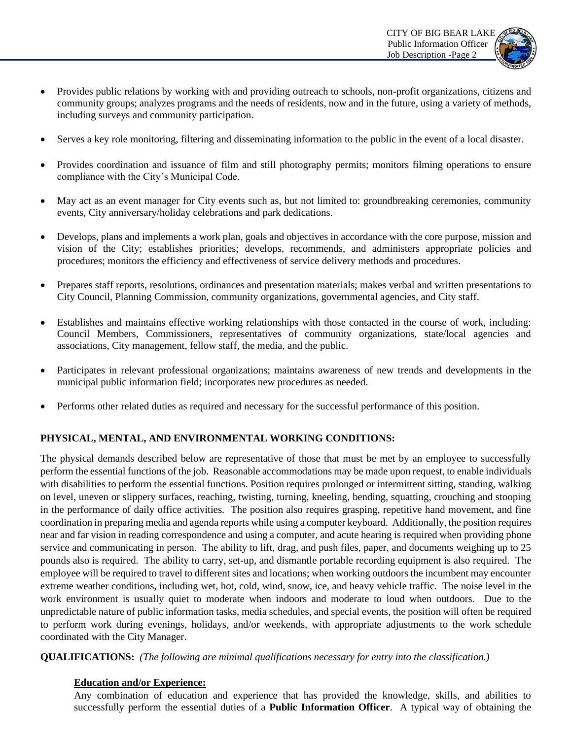- Provides public relations by working with and providing outreach to schools, non-profit organizations, citizens and community groups; analyzes programs and the needs of residents, now and in the future, using a variety of methods, including surveys and community participation.

- Serves a key role monitoring, filtering and disseminating information to the public in the event of a local disaster.

- Provides coordination and issuance of film and still photography permits; monitors filming operations to ensure compliance with the City's Municipal Code.

- May act as an event manager for City events such as, but not limited to: groundbreaking ceremonies, community events, City anniversary/holiday celebrations and park dedications.

- Develops, plans and implements a work plan, goals and objectives in accordance with the core purpose, mission and vision of the City; establishes priorities; develops, recommends, and administers appropriate policies and procedures; monitors the efficiency and effectiveness of service delivery methods and procedures.

- Prepares staff reports, resolutions, ordinances and presentation materials; makes verbal and written presentations to City Council, Planning Commission, community organizations, governmental agencies, and City staff.

- Establishes and maintains effective working relationships with those contacted in the course of work, including: Council Members, Commissioners, representatives of community organizations, state/local agencies and associations, City management, fellow staff, the media, and the public.

- Participates in relevant professional organizations; maintains awareness of new trends and developments in the municipal public information field; incorporates new procedures as needed.

- Performs other related duties as required and necessary for the successful performance of this position.

## PHYSICAL, MENTAL, AND ENVIRONMENTAL WORKING CONDITIONS:

The physical demands described below are representative of those that must be met by an employee to successfully perform the essential functions of the job. Reasonable accommodations may be made upon request, to enable individuals with disabilities to perform the essential functions. Position requires prolonged or intermittent sitting, standing, walking on level, uneven or slippery surfaces, reaching, twisting, turning, kneeling, bending, squatting, crouching and stooping in the performance of daily office activities. The position also requires grasping, repetitive hand movement, and fine coordination in preparing media and agenda reports while using a computer keyboard. Additionally, the position requires near and far vision in reading correspondence and using a computer, and acute hearing is required when providing phone service and communicating in person. The ability to lift, drag, and push files, paper, and documents weighing up to 25 pounds also is required. The ability to carry, set-up, and dismantle portable recording equipment is also required. The employee will be required to travel to different sites and locations; when working outdoors the incumbent may encounter extreme weather conditions, including wet, hot, cold, wind, snow, ice, and heavy vehicle traffic. The noise level in the work environment is usually quiet to moderate when indoors and moderate to loud when outdoors. Due to the unpredictable nature of public information tasks, media schedules, and special events, the position will often be required to perform work during evenings, holidays, and/or weekends, with appropriate adjustments to the work schedule coordinated with the City Manager.

**QUALIFICATIONS:** *(The following are minimal qualifications necessary for entry into the classification.)*

### Education and/or Experience:

Any combination of education and experience that has provided the knowledge, skills, and abilities to successfully perform the essential duties of a **Public Information Officer**. A typical way of obtaining the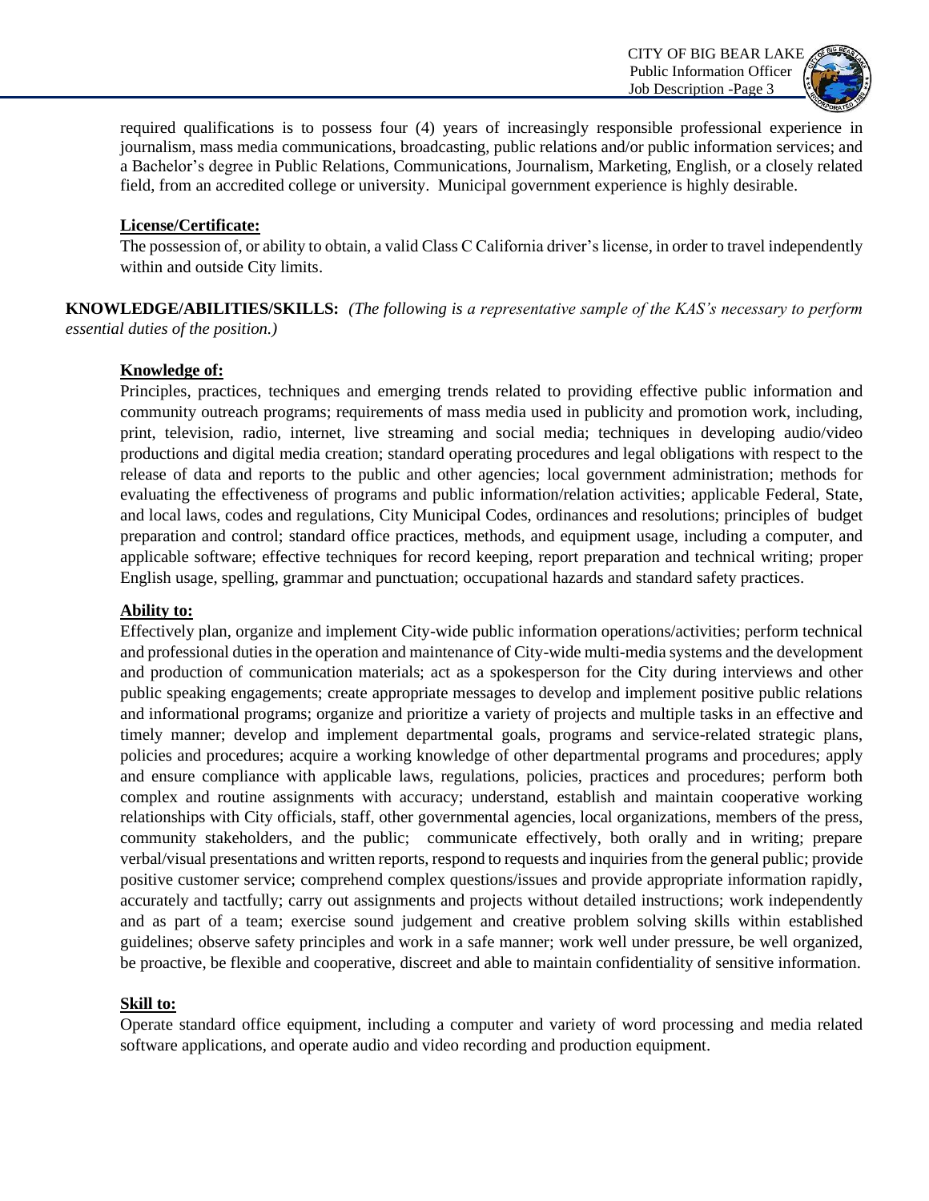required qualifications is to possess four (4) years of increasingly responsible professional experience in journalism, mass media communications, broadcasting, public relations and/or public information services; and a Bachelor's degree in Public Relations, Communications, Journalism, Marketing, English, or a closely related field, from an accredited college or university. Municipal government experience is highly desirable.

**License/Certificate:**

The possession of, or ability to obtain, a valid Class C California driver's license, in order to travel independently within and outside City limits.

**KNOWLEDGE/ABILITIES/SKILLS:** *(The following is a representative sample of the KAS's necessary to perform essential duties of the position.)*

**Knowledge of:**

Principles, practices, techniques and emerging trends related to providing effective public information and community outreach programs; requirements of mass media used in publicity and promotion work, including, print, television, radio, internet, live streaming and social media; techniques in developing audio/video productions and digital media creation; standard operating procedures and legal obligations with respect to the release of data and reports to the public and other agencies; local government administration; methods for evaluating the effectiveness of programs and public information/relation activities; applicable Federal, State, and local laws, codes and regulations, City Municipal Codes, ordinances and resolutions; principles of budget preparation and control; standard office practices, methods, and equipment usage, including a computer, and applicable software; effective techniques for record keeping, report preparation and technical writing; proper English usage, spelling, grammar and punctuation; occupational hazards and standard safety practices.

**Ability to:**

Effectively plan, organize and implement City-wide public information operations/activities; perform technical and professional duties in the operation and maintenance of City-wide multi-media systems and the development and production of communication materials; act as a spokesperson for the City during interviews and other public speaking engagements; create appropriate messages to develop and implement positive public relations and informational programs; organize and prioritize a variety of projects and multiple tasks in an effective and timely manner; develop and implement departmental goals, programs and service-related strategic plans, policies and procedures; acquire a working knowledge of other departmental programs and procedures; apply and ensure compliance with applicable laws, regulations, policies, practices and procedures; perform both complex and routine assignments with accuracy; understand, establish and maintain cooperative working relationships with City officials, staff, other governmental agencies, local organizations, members of the press, community stakeholders, and the public; communicate effectively, both orally and in writing; prepare verbal/visual presentations and written reports, respond to requests and inquiries from the general public; provide positive customer service; comprehend complex questions/issues and provide appropriate information rapidly, accurately and tactfully; carry out assignments and projects without detailed instructions; work independently and as part of a team; exercise sound judgement and creative problem solving skills within established guidelines; observe safety principles and work in a safe manner; work well under pressure, be well organized, be proactive, be flexible and cooperative, discreet and able to maintain confidentiality of sensitive information.

**Skill to:**

Operate standard office equipment, including a computer and variety of word processing and media related software applications, and operate audio and video recording and production equipment.